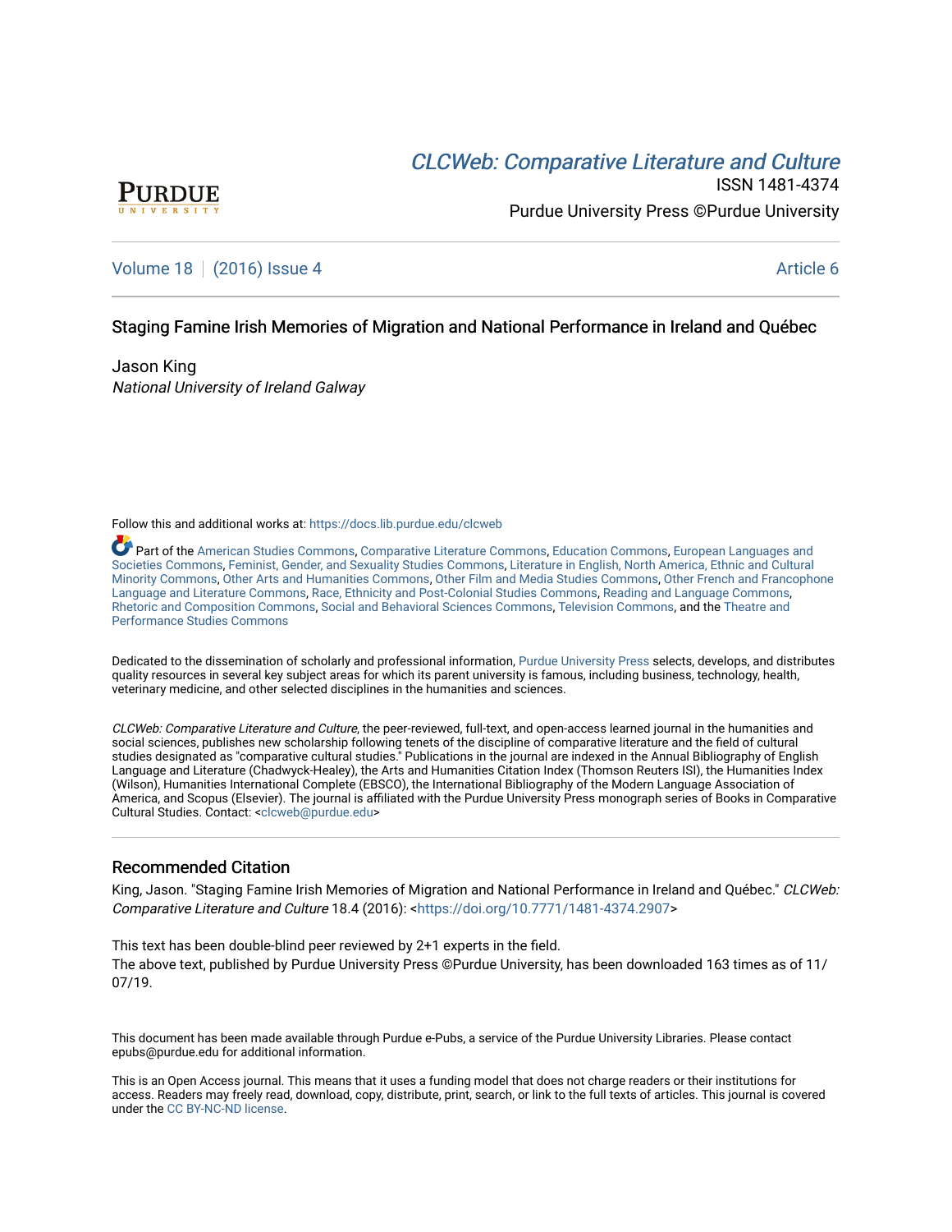# CLCWeb: Comparative Literature and Culture

ISSN 1481-4374

Purdue University Press ©Purdue University

Volume 18 | (2016) Issue 4 Article 6

## Staging Famine Irish Memories of Migration and National Performance in Ireland and Québec

Jason King

*National University of Ireland Galway*

Follow this and additional works at: https://docs.lib.purdue.edu/clcweb

Part of the American Studies Commons, Comparative Literature Commons, Education Commons, European Languages and Societies Commons, Feminist, Gender, and Sexuality Studies Commons, Literature in English, North America, Ethnic and Cultural Minority Commons, Other Arts and Humanities Commons, Other Film and Media Studies Commons, Other French and Francophone Language and Literature Commons, Race, Ethnicity and Post-Colonial Studies Commons, Reading and Language Commons, Rhetoric and Composition Commons, Social and Behavioral Sciences Commons, Television Commons, and the Theatre and Performance Studies Commons

Dedicated to the dissemination of scholarly and professional information, Purdue University Press selects, develops, and distributes quality resources in several key subject areas for which its parent university is famous, including business, technology, health, veterinary medicine, and other selected disciplines in the humanities and sciences.

*CLCWeb: Comparative Literature and Culture*, the peer-reviewed, full-text, and open-access learned journal in the humanities and social sciences, publishes new scholarship following tenets of the discipline of comparative literature and the field of cultural studies designated as "comparative cultural studies." Publications in the journal are indexed in the Annual Bibliography of English Language and Literature (Chadwyck-Healey), the Arts and Humanities Citation Index (Thomson Reuters ISI), the Humanities Index (Wilson), Humanities International Complete (EBSCO), the International Bibliography of the Modern Language Association of America, and Scopus (Elsevier). The journal is affiliated with the Purdue University Press monograph series of Books in Comparative Cultural Studies. Contact: <clcweb@purdue.edu>

## Recommended Citation

King, Jason. "Staging Famine Irish Memories of Migration and National Performance in Ireland and Québec." *CLCWeb: Comparative Literature and Culture* 18.4 (2016): <https://doi.org/10.7771/1481-4374.2907>

This text has been double-blind peer reviewed by 2+1 experts in the field.
The above text, published by Purdue University Press ©Purdue University, has been downloaded 163 times as of 11/07/19.

This document has been made available through Purdue e-Pubs, a service of the Purdue University Libraries. Please contact epubs@purdue.edu for additional information.

This is an Open Access journal. This means that it uses a funding model that does not charge readers or their institutions for access. Readers may freely read, download, copy, distribute, print, search, or link to the full texts of articles. This journal is covered under the CC BY-NC-ND license.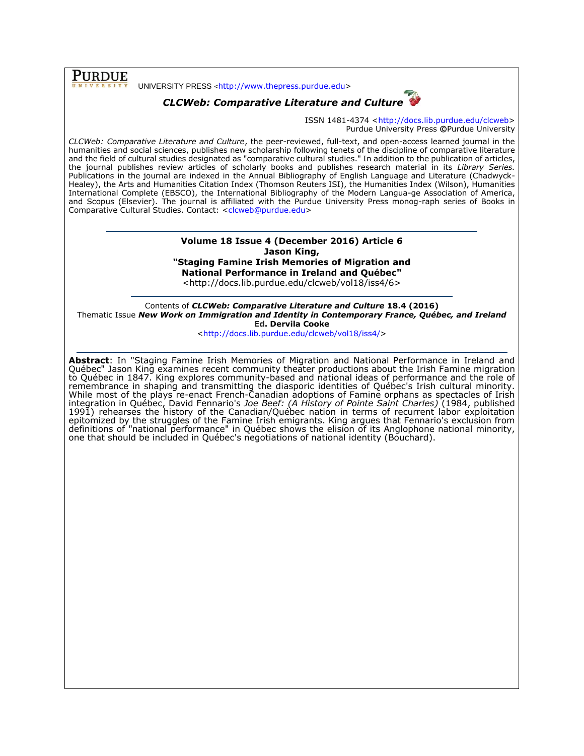PURDUE UNIVERSITY PRESS <http://www.thepress.purdue.edu>

***CLCWeb: Comparative Literature and Culture***

ISSN 1481-4374 <http://docs.lib.purdue.edu/clcweb>
Purdue University Press ©Purdue University

*CLCWeb: Comparative Literature and Culture*, the peer-reviewed, full-text, and open-access learned journal in the humanities and social sciences, publishes new scholarship following tenets of the discipline of comparative literature and the field of cultural studies designated as "comparative cultural studies." In addition to the publication of articles, the journal publishes review articles of scholarly books and publishes research material in its *Library Series.* Publications in the journal are indexed in the Annual Bibliography of English Language and Literature (Chadwyck-Healey), the Arts and Humanities Citation Index (Thomson Reuters ISI), the Humanities Index (Wilson), Humanities International Complete (EBSCO), the International Bibliography of the Modern Langua-ge Association of America, and Scopus (Elsevier). The journal is affiliated with the Purdue University Press monog-raph series of Books in Comparative Cultural Studies. Contact: <clcweb@purdue.edu>

---

**Volume 18 Issue 4 (December 2016) Article 6**
**Jason King,**
**"Staging Famine Irish Memories of Migration and National Performance in Ireland and Québec"**
<http://docs.lib.purdue.edu/clcweb/vol18/iss4/6>

---

Contents of ***CLCWeb: Comparative Literature and Culture*** **18.4 (2016)**
Thematic Issue ***New Work on Immigration and Identity in Contemporary France, Québec, and Ireland***
**Ed. Dervila Cooke**
<http://docs.lib.purdue.edu/clcweb/vol18/iss4/>

---

**Abstract**: In "Staging Famine Irish Memories of Migration and National Performance in Ireland and Québec" Jason King examines recent community theater productions about the Irish Famine migration to Québec in 1847. King explores community-based and national ideas of performance and the role of remembrance in shaping and transmitting the diasporic identities of Québec's Irish cultural minority. While most of the plays re-enact French-Canadian adoptions of Famine orphans as spectacles of Irish integration in Québec, David Fennario's *Joe Beef: (A History of Pointe Saint Charles)* (1984, published 1991) rehearses the history of the Canadian/Québec nation in terms of recurrent labor exploitation epitomized by the struggles of the Famine Irish emigrants. King argues that Fennario's exclusion from definitions of "national performance" in Québec shows the elision of its Anglophone national minority, one that should be included in Québec's negotiations of national identity (Bouchard).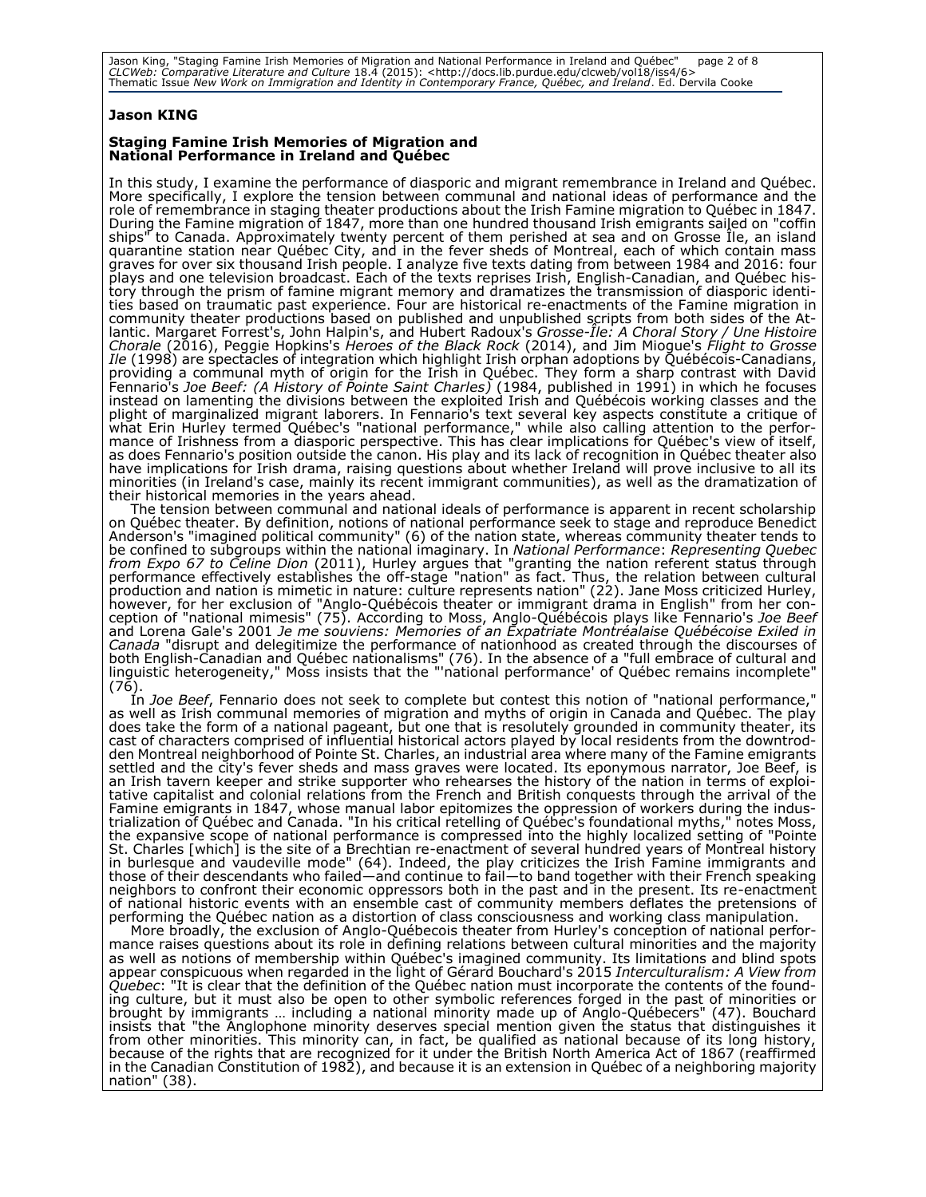**Jason KING**

## Staging Famine Irish Memories of Migration and National Performance in Ireland and Québec

In this study, I examine the performance of diasporic and migrant remembrance in Ireland and Québec. More specifically, I explore the tension between communal and national ideas of performance and the role of remembrance in staging theater productions about the Irish Famine migration to Québec in 1847. During the Famine migration of 1847, more than one hundred thousand Irish emigrants sailed on "coffin ships" to Canada. Approximately twenty percent of them perished at sea and on Grosse Île, an island quarantine station near Québec City, and in the fever sheds of Montreal, each of which contain mass graves for over six thousand Irish people. I analyze five texts dating from between 1984 and 2016: four plays and one television broadcast. Each of the texts reprises Irish, English-Canadian, and Québec history through the prism of famine migrant memory and dramatizes the transmission of diasporic identities based on traumatic past experience. Four are historical re-enactments of the Famine migration in community theater productions based on published and unpublished scripts from both sides of the Atlantic. Margaret Forrest's, John Halpin's, and Hubert Radoux's *Grosse-Île: A Choral Story / Une Histoire Chorale* (2016), Peggie Hopkins's *Heroes of the Black Rock* (2014), and Jim Miogue's *Flight to Grosse Ile* (1998) are spectacles of integration which highlight Irish orphan adoptions by Québécois-Canadians, providing a communal myth of origin for the Irish in Québec. They form a sharp contrast with David Fennario's *Joe Beef: (A History of Pointe Saint Charles)* (1984, published in 1991) in which he focuses instead on lamenting the divisions between the exploited Irish and Québécois working classes and the plight of marginalized migrant laborers. In Fennario's text several key aspects constitute a critique of what Erin Hurley termed Québec's "national performance," while also calling attention to the performance of Irishness from a diasporic perspective. This has clear implications for Québec's view of itself, as does Fennario's position outside the canon. His play and its lack of recognition in Québec theater also have implications for Irish drama, raising questions about whether Ireland will prove inclusive to all its minorities (in Ireland's case, mainly its recent immigrant communities), as well as the dramatization of their historical memories in the years ahead.

The tension between communal and national ideals of performance is apparent in recent scholarship on Québec theater. By definition, notions of national performance seek to stage and reproduce Benedict Anderson's "imagined political community" (6) of the nation state, whereas community theater tends to be confined to subgroups within the national imaginary. In *National Performance*: *Representing Quebec from Expo 67 to Celine Dion* (2011), Hurley argues that "granting the nation referent status through performance effectively establishes the off-stage "nation" as fact. Thus, the relation between cultural production and nation is mimetic in nature: culture represents nation" (22). Jane Moss criticized Hurley, however, for her exclusion of "Anglo-Québécois theater or immigrant drama in English" from her conception of "national mimesis" (75). According to Moss, Anglo-Québécois plays like Fennario's *Joe Beef* and Lorena Gale's 2001 *Je me souviens: Memories of an Expatriate Montréalaise Québécoise Exiled in Canada* "disrupt and delegitimize the performance of nationhood as created through the discourses of both English-Canadian and Québec nationalisms" (76). In the absence of a "full embrace of cultural and linguistic heterogeneity," Moss insists that the "'national performance' of Québec remains incomplete" (76).

In *Joe Beef*, Fennario does not seek to complete but contest this notion of "national performance," as well as Irish communal memories of migration and myths of origin in Canada and Québec. The play does take the form of a national pageant, but one that is resolutely grounded in community theater, its cast of characters comprised of influential historical actors played by local residents from the downtrodden Montreal neighborhood of Pointe St. Charles, an industrial area where many of the Famine emigrants settled and the city's fever sheds and mass graves were located. Its eponymous narrator, Joe Beef, is an Irish tavern keeper and strike supporter who rehearses the history of the nation in terms of exploitative capitalist and colonial relations from the French and British conquests through the arrival of the Famine emigrants in 1847, whose manual labor epitomizes the oppression of workers during the industrialization of Québec and Canada. "In his critical retelling of Québec's foundational myths," notes Moss, the expansive scope of national performance is compressed into the highly localized setting of "Pointe St. Charles [which] is the site of a Brechtian re-enactment of several hundred years of Montreal history in burlesque and vaudeville mode" (64). Indeed, the play criticizes the Irish Famine immigrants and those of their descendants who failed—and continue to fail—to band together with their French speaking neighbors to confront their economic oppressors both in the past and in the present. Its re-enactment of national historic events with an ensemble cast of community members deflates the pretensions of performing the Québec nation as a distortion of class consciousness and working class manipulation.

More broadly, the exclusion of Anglo-Québecois theater from Hurley's conception of national performance raises questions about its role in defining relations between cultural minorities and the majority as well as notions of membership within Québec's imagined community. Its limitations and blind spots appear conspicuous when regarded in the light of Gérard Bouchard's 2015 *Interculturalism: A View from Quebec*: "It is clear that the definition of the Québec nation must incorporate the contents of the founding culture, but it must also be open to other symbolic references forged in the past of minorities or brought by immigrants … including a national minority made up of Anglo-Québecers" (47). Bouchard insists that "the Anglophone minority deserves special mention given the status that distinguishes it from other minorities. This minority can, in fact, be qualified as national because of its long history, because of the rights that are recognized for it under the British North America Act of 1867 (reaffirmed in the Canadian Constitution of 1982), and because it is an extension in Québec of a neighboring majority nation" (38).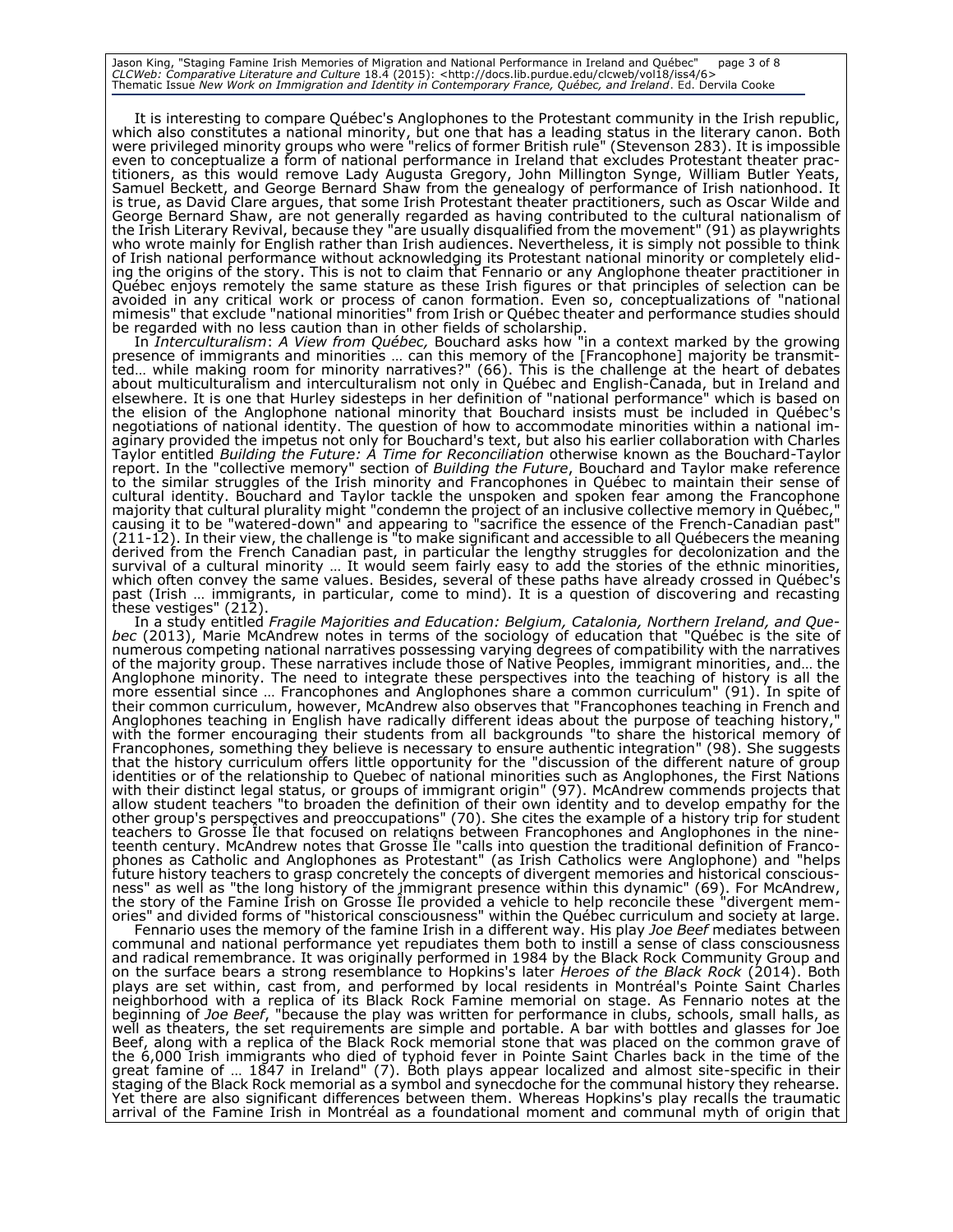It is interesting to compare Québec's Anglophones to the Protestant community in the Irish republic, which also constitutes a national minority, but one that has a leading status in the literary canon. Both were privileged minority groups who were "relics of former British rule" (Stevenson 283). It is impossible even to conceptualize a form of national performance in Ireland that excludes Protestant theater practitioners, as this would remove Lady Augusta Gregory, John Millington Synge, William Butler Yeats, Samuel Beckett, and George Bernard Shaw from the genealogy of performance of Irish nationhood. It is true, as David Clare argues, that some Irish Protestant theater practitioners, such as Oscar Wilde and George Bernard Shaw, are not generally regarded as having contributed to the cultural nationalism of the Irish Literary Revival, because they "are usually disqualified from the movement" (91) as playwrights who wrote mainly for English rather than Irish audiences. Nevertheless, it is simply not possible to think of Irish national performance without acknowledging its Protestant national minority or completely eliding the origins of the story. This is not to claim that Fennario or any Anglophone theater practitioner in Québec enjoys remotely the same stature as these Irish figures or that principles of selection can be avoided in any critical work or process of canon formation. Even so, conceptualizations of "national mimesis" that exclude "national minorities" from Irish or Québec theater and performance studies should be regarded with no less caution than in other fields of scholarship.

In *Interculturalism*: *A View from Québec,* Bouchard asks how "in a context marked by the growing presence of immigrants and minorities … can this memory of the [Francophone] majority be transmitted… while making room for minority narratives?" (66). This is the challenge at the heart of debates about multiculturalism and interculturalism not only in Québec and English-Canada, but in Ireland and elsewhere. It is one that Hurley sidesteps in her definition of "national performance" which is based on the elision of the Anglophone national minority that Bouchard insists must be included in Québec's negotiations of national identity. The question of how to accommodate minorities within a national imaginary provided the impetus not only for Bouchard's text, but also his earlier collaboration with Charles Taylor entitled *Building the Future: A Time for Reconciliation* otherwise known as the Bouchard-Taylor report. In the "collective memory" section of *Building the Future*, Bouchard and Taylor make reference to the similar struggles of the Irish minority and Francophones in Québec to maintain their sense of cultural identity. Bouchard and Taylor tackle the unspoken and spoken fear among the Francophone majority that cultural plurality might "condemn the project of an inclusive collective memory in Québec," causing it to be "watered-down" and appearing to "sacrifice the essence of the French-Canadian past" (211-12). In their view, the challenge is "to make significant and accessible to all Québecers the meaning derived from the French Canadian past, in particular the lengthy struggles for decolonization and the survival of a cultural minority … It would seem fairly easy to add the stories of the ethnic minorities, which often convey the same values. Besides, several of these paths have already crossed in Québec's past (Irish … immigrants, in particular, come to mind). It is a question of discovering and recasting these vestiges" (212).

In a study entitled *Fragile Majorities and Education: Belgium, Catalonia, Northern Ireland, and Quebec* (2013), Marie McAndrew notes in terms of the sociology of education that "Québec is the site of numerous competing national narratives possessing varying degrees of compatibility with the narratives of the majority group. These narratives include those of Native Peoples, immigrant minorities, and… the Anglophone minority. The need to integrate these perspectives into the teaching of history is all the more essential since … Francophones and Anglophones share a common curriculum" (91). In spite of their common curriculum, however, McAndrew also observes that "Francophones teaching in French and Anglophones teaching in English have radically different ideas about the purpose of teaching history," with the former encouraging their students from all backgrounds "to share the historical memory of Francophones, something they believe is necessary to ensure authentic integration" (98). She suggests that the history curriculum offers little opportunity for the "discussion of the different nature of group identities or of the relationship to Quebec of national minorities such as Anglophones, the First Nations with their distinct legal status, or groups of immigrant origin" (97). McAndrew commends projects that allow student teachers "to broaden the definition of their own identity and to develop empathy for the other group's perspectives and preoccupations" (70). She cites the example of a history trip for student teachers to Grosse Île that focused on relations between Francophones and Anglophones in the nineteenth century. McAndrew notes that Grosse Île "calls into question the traditional definition of Francophones as Catholic and Anglophones as Protestant" (as Irish Catholics were Anglophone) and "helps future history teachers to grasp concretely the concepts of divergent memories and historical consciousness" as well as "the long history of the immigrant presence within this dynamic" (69). For McAndrew, the story of the Famine Irish on Grosse Île provided a vehicle to help reconcile these "divergent memories" and divided forms of "historical consciousness" within the Québec curriculum and society at large.

Fennario uses the memory of the famine Irish in a different way. His play *Joe Beef* mediates between communal and national performance yet repudiates them both to instill a sense of class consciousness and radical remembrance. It was originally performed in 1984 by the Black Rock Community Group and on the surface bears a strong resemblance to Hopkins's later *Heroes of the Black Rock* (2014). Both plays are set within, cast from, and performed by local residents in Montréal's Pointe Saint Charles neighborhood with a replica of its Black Rock Famine memorial on stage. As Fennario notes at the beginning of *Joe Beef*, "because the play was written for performance in clubs, schools, small halls, as well as theaters, the set requirements are simple and portable. A bar with bottles and glasses for Joe Beef, along with a replica of the Black Rock memorial stone that was placed on the common grave of the 6,000 Irish immigrants who died of typhoid fever in Pointe Saint Charles back in the time of the great famine of … 1847 in Ireland" (7). Both plays appear localized and almost site-specific in their staging of the Black Rock memorial as a symbol and synecdoche for the communal history they rehearse. Yet there are also significant differences between them. Whereas Hopkins's play recalls the traumatic arrival of the Famine Irish in Montréal as a foundational moment and communal myth of origin that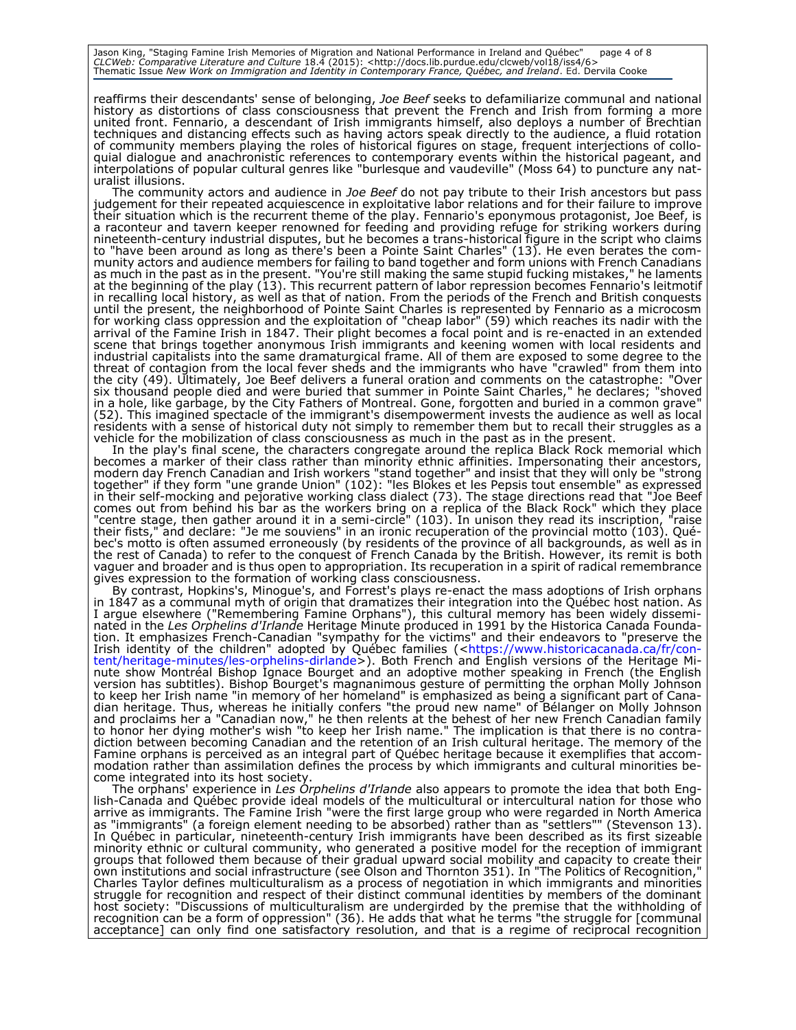reaffirms their descendants' sense of belonging, *Joe Beef* seeks to defamiliarize communal and national history as distortions of class consciousness that prevent the French and Irish from forming a more united front. Fennario, a descendant of Irish immigrants himself, also deploys a number of Brechtian techniques and distancing effects such as having actors speak directly to the audience, a fluid rotation of community members playing the roles of historical figures on stage, frequent interjections of colloquial dialogue and anachronistic references to contemporary events within the historical pageant, and interpolations of popular cultural genres like "burlesque and vaudeville" (Moss 64) to puncture any naturalist illusions.

The community actors and audience in *Joe Beef* do not pay tribute to their Irish ancestors but pass judgement for their repeated acquiescence in exploitative labor relations and for their failure to improve their situation which is the recurrent theme of the play. Fennario's eponymous protagonist, Joe Beef, is a raconteur and tavern keeper renowned for feeding and providing refuge for striking workers during nineteenth-century industrial disputes, but he becomes a trans-historical figure in the script who claims to "have been around as long as there's been a Pointe Saint Charles" (13). He even berates the community actors and audience members for failing to band together and form unions with French Canadians as much in the past as in the present. "You're still making the same stupid fucking mistakes," he laments at the beginning of the play (13). This recurrent pattern of labor repression becomes Fennario's leitmotif in recalling local history, as well as that of nation. From the periods of the French and British conquests until the present, the neighborhood of Pointe Saint Charles is represented by Fennario as a microcosm for working class oppression and the exploitation of "cheap labor" (59) which reaches its nadir with the arrival of the Famine Irish in 1847. Their plight becomes a focal point and is re-enacted in an extended scene that brings together anonymous Irish immigrants and keening women with local residents and industrial capitalists into the same dramaturgical frame. All of them are exposed to some degree to the threat of contagion from the local fever sheds and the immigrants who have "crawled" from them into the city (49). Ultimately, Joe Beef delivers a funeral oration and comments on the catastrophe: "Over six thousand people died and were buried that summer in Pointe Saint Charles," he declares; "shoved in a hole, like garbage, by the City Fathers of Montreal. Gone, forgotten and buried in a common grave" (52). This imagined spectacle of the immigrant's disempowerment invests the audience as well as local residents with a sense of historical duty not simply to remember them but to recall their struggles as a vehicle for the mobilization of class consciousness as much in the past as in the present.

In the play's final scene, the characters congregate around the replica Black Rock memorial which becomes a marker of their class rather than minority ethnic affinities. Impersonating their ancestors, modern day French Canadian and Irish workers "stand together" and insist that they will only be "strong together" if they form "une grande Union" (102): "les Blokes et les Pepsis tout ensemble" as expressed in their self-mocking and pejorative working class dialect (73). The stage directions read that "Joe Beef comes out from behind his bar as the workers bring on a replica of the Black Rock" which they place "centre stage, then gather around it in a semi-circle" (103). In unison they read its inscription, "raise their fists," and declare: "Je me souviens" in an ironic recuperation of the provincial motto (103). Québec's motto is often assumed erroneously (by residents of the province of all backgrounds, as well as in the rest of Canada) to refer to the conquest of French Canada by the British. However, its remit is both vaguer and broader and is thus open to appropriation. Its recuperation in a spirit of radical remembrance gives expression to the formation of working class consciousness.

By contrast, Hopkins's, Minogue's, and Forrest's plays re-enact the mass adoptions of Irish orphans in 1847 as a communal myth of origin that dramatizes their integration into the Québec host nation. As I argue elsewhere ("Remembering Famine Orphans"), this cultural memory has been widely disseminated in the *Les Orphelins d'Irlande* Heritage Minute produced in 1991 by the Historica Canada Foundation. It emphasizes French-Canadian "sympathy for the victims" and their endeavors to "preserve the Irish identity of the children" adopted by Québec families (<https://www.historicacanada.ca/fr/content/heritage-minutes/les-orphelins-dirlande>). Both French and English versions of the Heritage Minute show Montréal Bishop Ignace Bourget and an adoptive mother speaking in French (the English version has subtitles). Bishop Bourget's magnanimous gesture of permitting the orphan Molly Johnson to keep her Irish name "in memory of her homeland" is emphasized as being a significant part of Canadian heritage. Thus, whereas he initially confers "the proud new name" of Bélanger on Molly Johnson and proclaims her a "Canadian now," he then relents at the behest of her new French Canadian family to honor her dying mother's wish "to keep her Irish name." The implication is that there is no contradiction between becoming Canadian and the retention of an Irish cultural heritage. The memory of the Famine orphans is perceived as an integral part of Québec heritage because it exemplifies that accommodation rather than assimilation defines the process by which immigrants and cultural minorities become integrated into its host society.

The orphans' experience in *Les Orphelins d'Irlande* also appears to promote the idea that both English-Canada and Québec provide ideal models of the multicultural or intercultural nation for those who arrive as immigrants. The Famine Irish "were the first large group who were regarded in North America as "immigrants" (a foreign element needing to be absorbed) rather than as "settlers"" (Stevenson 13). In Québec in particular, nineteenth-century Irish immigrants have been described as its first sizeable minority ethnic or cultural community, who generated a positive model for the reception of immigrant groups that followed them because of their gradual upward social mobility and capacity to create their own institutions and social infrastructure (see Olson and Thornton 351). In "The Politics of Recognition," Charles Taylor defines multiculturalism as a process of negotiation in which immigrants and minorities struggle for recognition and respect of their distinct communal identities by members of the dominant host society: "Discussions of multiculturalism are undergirded by the premise that the withholding of recognition can be a form of oppression" (36). He adds that what he terms "the struggle for [communal acceptance] can only find one satisfactory resolution, and that is a regime of reciprocal recognition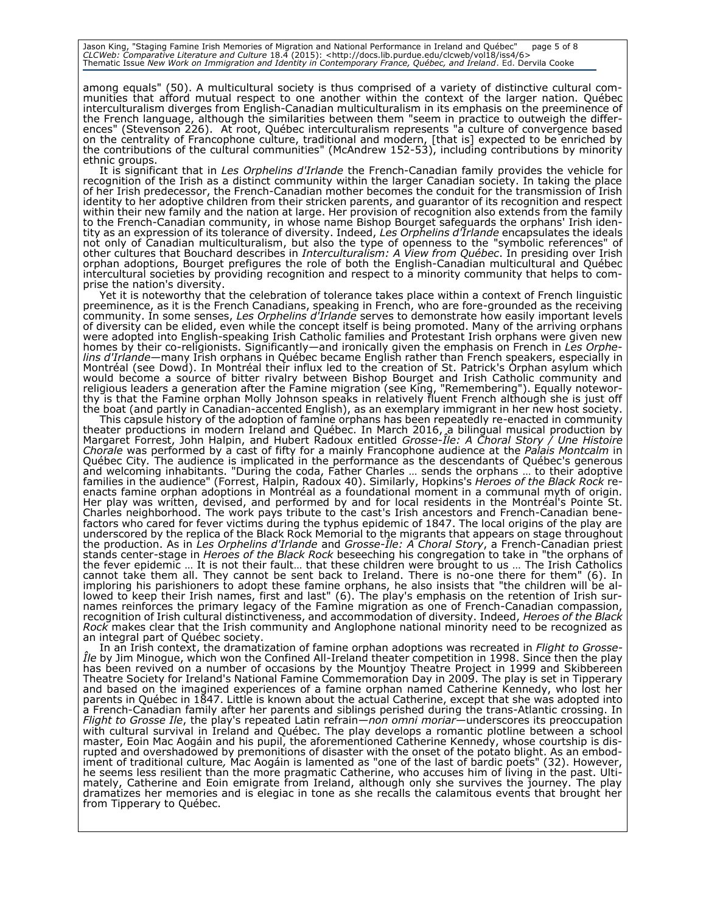among equals" (50). A multicultural society is thus comprised of a variety of distinctive cultural communities that afford mutual respect to one another within the context of the larger nation. Québec interculturalism diverges from English-Canadian multiculturalism in its emphasis on the preeminence of the French language, although the similarities between them "seem in practice to outweigh the differences" (Stevenson 226). At root, Québec interculturalism represents "a culture of convergence based on the centrality of Francophone culture, traditional and modern, [that is] expected to be enriched by the contributions of the cultural communities" (McAndrew 152-53), including contributions by minority ethnic groups.

It is significant that in *Les Orphelins d'Irlande* the French-Canadian family provides the vehicle for recognition of the Irish as a distinct community within the larger Canadian society. In taking the place of her Irish predecessor, the French-Canadian mother becomes the conduit for the transmission of Irish identity to her adoptive children from their stricken parents, and guarantor of its recognition and respect within their new family and the nation at large. Her provision of recognition also extends from the family to the French-Canadian community, in whose name Bishop Bourget safeguards the orphans' Irish identity as an expression of its tolerance of diversity. Indeed, *Les Orphelins d'Irlande* encapsulates the ideals not only of Canadian multiculturalism, but also the type of openness to the "symbolic references" of other cultures that Bouchard describes in *Interculturalism: A View from Québec*. In presiding over Irish orphan adoptions, Bourget prefigures the role of both the English-Canadian multicultural and Québec intercultural societies by providing recognition and respect to a minority community that helps to comprise the nation's diversity.

Yet it is noteworthy that the celebration of tolerance takes place within a context of French linguistic preeminence, as it is the French Canadians, speaking in French, who are fore-grounded as the receiving community. In some senses, *Les Orphelins d'Irlande* serves to demonstrate how easily important levels of diversity can be elided, even while the concept itself is being promoted. Many of the arriving orphans were adopted into English-speaking Irish Catholic families and Protestant Irish orphans were given new homes by their co-religionists. Significantly—and ironically given the emphasis on French in *Les Orphelins d'Irlande*—many Irish orphans in Québec became English rather than French speakers, especially in Montréal (see Dowd). In Montréal their influx led to the creation of St. Patrick's Orphan asylum which would become a source of bitter rivalry between Bishop Bourget and Irish Catholic community and religious leaders a generation after the Famine migration (see King, "Remembering"). Equally noteworthy is that the Famine orphan Molly Johnson speaks in relatively fluent French although she is just off the boat (and partly in Canadian-accented English), as an exemplary immigrant in her new host society.

This capsule history of the adoption of famine orphans has been repeatedly re-enacted in community theater productions in modern Ireland and Québec. In March 2016, a bilingual musical production by Margaret Forrest, John Halpin, and Hubert Radoux entitled *Grosse-Île: A Choral Story / Une Histoire Chorale* was performed by a cast of fifty for a mainly Francophone audience at the *Palais Montcalm* in Québec City. The audience is implicated in the performance as the descendants of Québec's generous and welcoming inhabitants. "During the coda, Father Charles … sends the orphans … to their adoptive families in the audience" (Forrest, Halpin, Radoux 40). Similarly, Hopkins's *Heroes of the Black Rock* re-enacts famine orphan adoptions in Montréal as a foundational moment in a communal myth of origin. Her play was written, devised, and performed by and for local residents in the Montréal's Pointe St. Charles neighborhood. The work pays tribute to the cast's Irish ancestors and French-Canadian benefactors who cared for fever victims during the typhus epidemic of 1847. The local origins of the play are underscored by the replica of the Black Rock Memorial to the migrants that appears on stage throughout the production. As in *Les Orphelins d'Irlande* and *Grosse-Île: A Choral Story*, a French-Canadian priest stands center-stage in *Heroes of the Black Rock* beseeching his congregation to take in "the orphans of the fever epidemic … It is not their fault… that these children were brought to us … The Irish Catholics cannot take them all. They cannot be sent back to Ireland. There is no-one there for them" (6). In imploring his parishioners to adopt these famine orphans, he also insists that "the children will be allowed to keep their Irish names, first and last" (6). The play's emphasis on the retention of Irish surnames reinforces the primary legacy of the Famine migration as one of French-Canadian compassion, recognition of Irish cultural distinctiveness, and accommodation of diversity. Indeed, *Heroes of the Black Rock* makes clear that the Irish community and Anglophone national minority need to be recognized as an integral part of Québec society.

In an Irish context, the dramatization of famine orphan adoptions was recreated in *Flight to Grosse-Île* by Jim Minogue, which won the Confined All-Ireland theater competition in 1998. Since then the play has been revived on a number of occasions by the Mountjoy Theatre Project in 1999 and Skibbereen Theatre Society for Ireland's National Famine Commemoration Day in 2009. The play is set in Tipperary and based on the imagined experiences of a famine orphan named Catherine Kennedy, who lost her parents in Québec in 1847. Little is known about the actual Catherine, except that she was adopted into a French-Canadian family after her parents and siblings perished during the trans-Atlantic crossing. In *Flight to Grosse Ile*, the play's repeated Latin refrain—*non omni moriar*—underscores its preoccupation with cultural survival in Ireland and Québec. The play develops a romantic plotline between a school master, Eoin Mac Aogáin and his pupil, the aforementioned Catherine Kennedy, whose courtship is disrupted and overshadowed by premonitions of disaster with the onset of the potato blight. As an embodiment of traditional culture, Mac Aogáin is lamented as "one of the last of bardic poets" (32). However, he seems less resilient than the more pragmatic Catherine, who accuses him of living in the past. Ultimately, Catherine and Eoin emigrate from Ireland, although only she survives the journey. The play dramatizes her memories and is elegiac in tone as she recalls the calamitous events that brought her from Tipperary to Québec.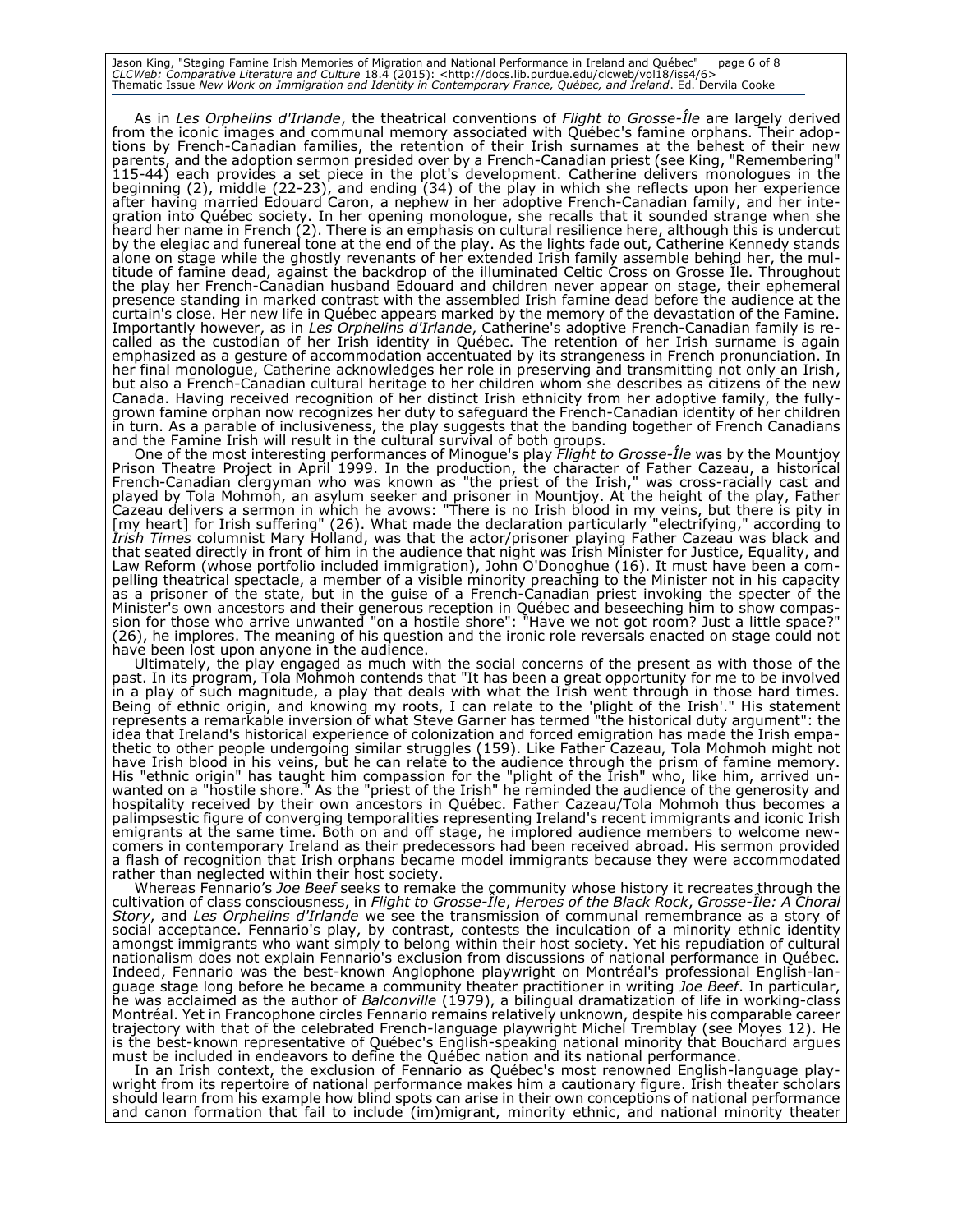As in *Les Orphelins d'Irlande*, the theatrical conventions of *Flight to Grosse-Île* are largely derived from the iconic images and communal memory associated with Québec's famine orphans. Their adoptions by French-Canadian families, the retention of their Irish surnames at the behest of their new parents, and the adoption sermon presided over by a French-Canadian priest (see King, "Remembering" 115-44) each provides a set piece in the plot's development. Catherine delivers monologues in the beginning (2), middle (22-23), and ending (34) of the play in which she reflects upon her experience after having married Edouard Caron, a nephew in her adoptive French-Canadian family, and her integration into Québec society. In her opening monologue, she recalls that it sounded strange when she heard her name in French (2). There is an emphasis on cultural resilience here, although this is undercut by the elegiac and funereal tone at the end of the play. As the lights fade out, Catherine Kennedy stands alone on stage while the ghostly revenants of her extended Irish family assemble behind her, the multitude of famine dead, against the backdrop of the illuminated Celtic Cross on Grosse Île. Throughout the play her French-Canadian husband Edouard and children never appear on stage, their ephemeral presence standing in marked contrast with the assembled Irish famine dead before the audience at the curtain's close. Her new life in Québec appears marked by the memory of the devastation of the Famine. Importantly however, as in *Les Orphelins d'Irlande*, Catherine's adoptive French-Canadian family is recalled as the custodian of her Irish identity in Québec. The retention of her Irish surname is again emphasized as a gesture of accommodation accentuated by its strangeness in French pronunciation. In her final monologue, Catherine acknowledges her role in preserving and transmitting not only an Irish, but also a French-Canadian cultural heritage to her children whom she describes as citizens of the new Canada. Having received recognition of her distinct Irish ethnicity from her adoptive family, the fully-grown famine orphan now recognizes her duty to safeguard the French-Canadian identity of her children in turn. As a parable of inclusiveness, the play suggests that the banding together of French Canadians and the Famine Irish will result in the cultural survival of both groups.

One of the most interesting performances of Minogue's play *Flight to Grosse-Île* was by the Mountjoy Prison Theatre Project in April 1999. In the production, the character of Father Cazeau, a historical French-Canadian clergyman who was known as "the priest of the Irish," was cross-racially cast and played by Tola Mohmoh, an asylum seeker and prisoner in Mountjoy. At the height of the play, Father Cazeau delivers a sermon in which he avows: "There is no Irish blood in my veins, but there is pity in [my heart] for Irish suffering" (26). What made the declaration particularly "electrifying," according to *Irish Times* columnist Mary Holland, was that the actor/prisoner playing Father Cazeau was black and that seated directly in front of him in the audience that night was Irish Minister for Justice, Equality, and Law Reform (whose portfolio included immigration), John O'Donoghue (16). It must have been a compelling theatrical spectacle, a member of a visible minority preaching to the Minister not in his capacity as a prisoner of the state, but in the guise of a French-Canadian priest invoking the specter of the Minister's own ancestors and their generous reception in Québec and beseeching him to show compassion for those who arrive unwanted "on a hostile shore": "Have we not got room? Just a little space?" (26), he implores. The meaning of his question and the ironic role reversals enacted on stage could not have been lost upon anyone in the audience.

Ultimately, the play engaged as much with the social concerns of the present as with those of the past. In its program, Tola Mohmoh contends that "It has been a great opportunity for me to be involved in a play of such magnitude, a play that deals with what the Irish went through in those hard times. Being of ethnic origin, and knowing my roots, I can relate to the 'plight of the Irish'." His statement represents a remarkable inversion of what Steve Garner has termed "the historical duty argument": the idea that Ireland's historical experience of colonization and forced emigration has made the Irish empathetic to other people undergoing similar struggles (159). Like Father Cazeau, Tola Mohmoh might not have Irish blood in his veins, but he can relate to the audience through the prism of famine memory. His "ethnic origin" has taught him compassion for the "plight of the Irish" who, like him, arrived unwanted on a "hostile shore." As the "priest of the Irish" he reminded the audience of the generosity and hospitality received by their own ancestors in Québec. Father Cazeau/Tola Mohmoh thus becomes a palimpsestic figure of converging temporalities representing Ireland's recent immigrants and iconic Irish emigrants at the same time. Both on and off stage, he implored audience members to welcome newcomers in contemporary Ireland as their predecessors had been received abroad. His sermon provided a flash of recognition that Irish orphans became model immigrants because they were accommodated rather than neglected within their host society.

Whereas Fennario's *Joe Beef* seeks to remake the community whose history it recreates through the cultivation of class consciousness, in *Flight to Grosse-Île*, *Heroes of the Black Rock*, *Grosse-Île: A Choral Story*, and *Les Orphelins d'Irlande* we see the transmission of communal remembrance as a story of social acceptance. Fennario's play, by contrast, contests the inculcation of a minority ethnic identity amongst immigrants who want simply to belong within their host society. Yet his repudiation of cultural nationalism does not explain Fennario's exclusion from discussions of national performance in Québec. Indeed, Fennario was the best-known Anglophone playwright on Montréal's professional English-language stage long before he became a community theater practitioner in writing *Joe Beef*. In particular, he was acclaimed as the author of *Balconville* (1979), a bilingual dramatization of life in working-class Montréal. Yet in Francophone circles Fennario remains relatively unknown, despite his comparable career trajectory with that of the celebrated French-language playwright Michel Tremblay (see Moyes 12). He is the best-known representative of Québec's English-speaking national minority that Bouchard argues must be included in endeavors to define the Québec nation and its national performance.

In an Irish context, the exclusion of Fennario as Québec's most renowned English-language playwright from its repertoire of national performance makes him a cautionary figure. Irish theater scholars should learn from his example how blind spots can arise in their own conceptions of national performance and canon formation that fail to include (im)migrant, minority ethnic, and national minority theater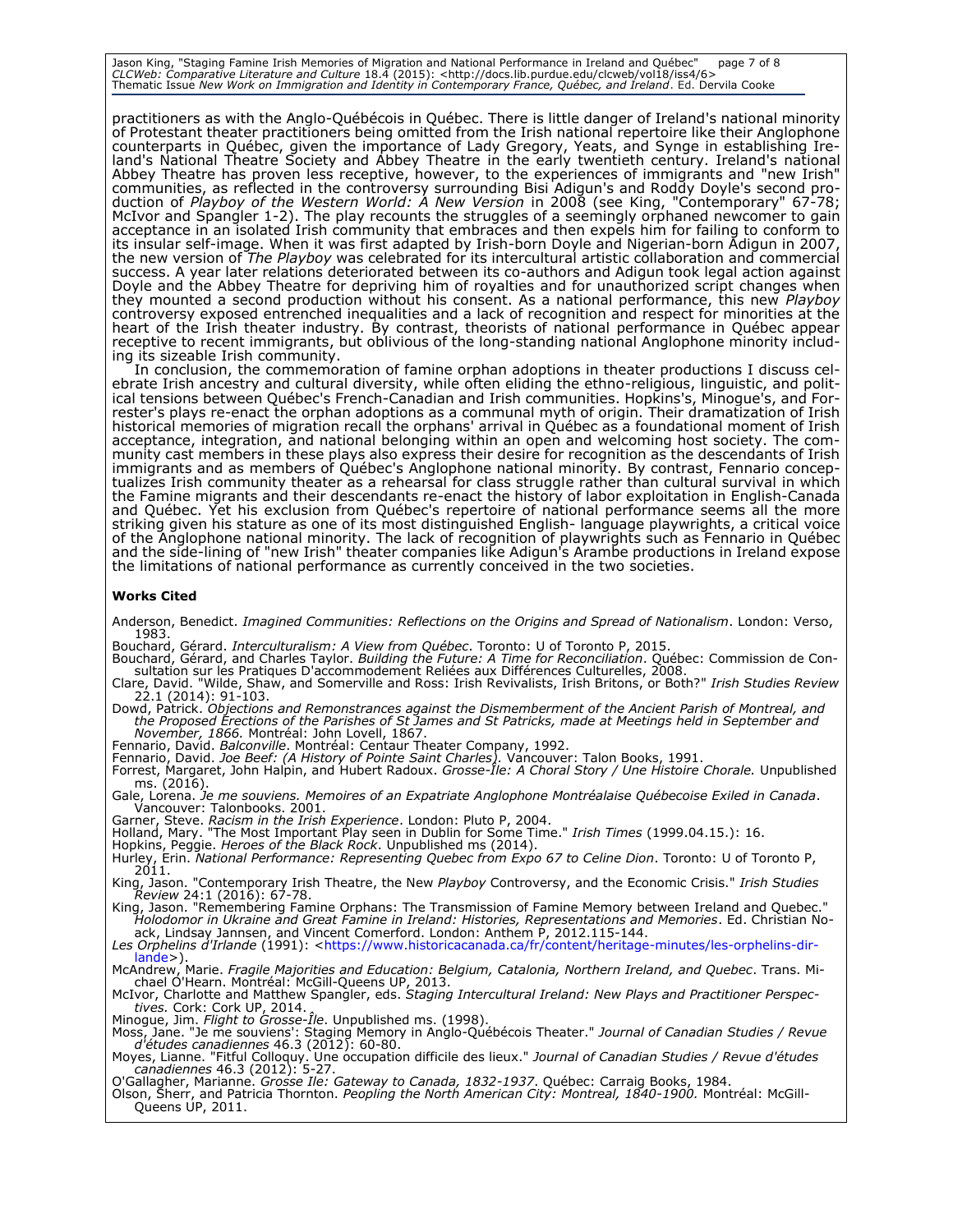practitioners as with the Anglo-Québécois in Québec. There is little danger of Ireland's national minority of Protestant theater practitioners being omitted from the Irish national repertoire like their Anglophone counterparts in Québec, given the importance of Lady Gregory, Yeats, and Synge in establishing Ireland's National Theatre Society and Abbey Theatre in the early twentieth century. Ireland's national Abbey Theatre has proven less receptive, however, to the experiences of immigrants and "new Irish" communities, as reflected in the controversy surrounding Bisi Adigun's and Roddy Doyle's second production of *Playboy of the Western World: A New Version* in 2008 (see King, "Contemporary" 67-78; McIvor and Spangler 1-2). The play recounts the struggles of a seemingly orphaned newcomer to gain acceptance in an isolated Irish community that embraces and then expels him for failing to conform to its insular self-image. When it was first adapted by Irish-born Doyle and Nigerian-born Adigun in 2007, the new version of *The Playboy* was celebrated for its intercultural artistic collaboration and commercial success. A year later relations deteriorated between its co-authors and Adigun took legal action against Doyle and the Abbey Theatre for depriving him of royalties and for unauthorized script changes when they mounted a second production without his consent. As a national performance, this new *Playboy* controversy exposed entrenched inequalities and a lack of recognition and respect for minorities at the heart of the Irish theater industry. By contrast, theorists of national performance in Québec appear receptive to recent immigrants, but oblivious of the long-standing national Anglophone minority including its sizeable Irish community.

In conclusion, the commemoration of famine orphan adoptions in theater productions I discuss celebrate Irish ancestry and cultural diversity, while often eliding the ethno-religious, linguistic, and political tensions between Québec's French-Canadian and Irish communities. Hopkins's, Minogue's, and Forrester's plays re-enact the orphan adoptions as a communal myth of origin. Their dramatization of Irish historical memories of migration recall the orphans' arrival in Québec as a foundational moment of Irish acceptance, integration, and national belonging within an open and welcoming host society. The community cast members in these plays also express their desire for recognition as the descendants of Irish immigrants and as members of Québec's Anglophone national minority. By contrast, Fennario conceptualizes Irish community theater as a rehearsal for class struggle rather than cultural survival in which the Famine migrants and their descendants re-enact the history of labor exploitation in English-Canada and Québec. Yet his exclusion from Québec's repertoire of national performance seems all the more striking given his stature as one of its most distinguished English- language playwrights, a critical voice of the Anglophone national minority. The lack of recognition of playwrights such as Fennario in Québec and the side-lining of "new Irish" theater companies like Adigun's Arambe productions in Ireland expose the limitations of national performance as currently conceived in the two societies.

**Works Cited**

Anderson, Benedict. *Imagined Communities: Reflections on the Origins and Spread of Nationalism*. London: Verso, 1983.

Bouchard, Gérard. *Interculturalism: A View from Québec*. Toronto: U of Toronto P, 2015.

Bouchard, Gérard, and Charles Taylor. *Building the Future: A Time for Reconciliation*. Québec: Commission de Consultation sur les Pratiques D'accommodement Reliées aux Différences Culturelles, 2008.

Clare, David. "Wilde, Shaw, and Somerville and Ross: Irish Revivalists, Irish Britons, or Both?" *Irish Studies Review* 22.1 (2014): 91-103.

Dowd, Patrick. *Objections and Remonstrances against the Dismemberment of the Ancient Parish of Montreal, and the Proposed Erections of the Parishes of St James and St Patricks, made at Meetings held in September and November, 1866.* Montréal: John Lovell, 1867.

Fennario, David. *Balconville*. Montréal: Centaur Theater Company, 1992.

Fennario, David. *Joe Beef: (A History of Pointe Saint Charles).* Vancouver: Talon Books, 1991.

Forrest, Margaret, John Halpin, and Hubert Radoux. *Grosse-Île: A Choral Story / Une Histoire Chorale.* Unpublished ms. (2016).

Gale, Lorena. *Je me souviens. Memoires of an Expatriate Anglophone Montréalaise Québecoise Exiled in Canada*. Vancouver: Talonbooks. 2001.

Garner, Steve. *Racism in the Irish Experience*. London: Pluto P, 2004.

Holland, Mary. "The Most Important Play seen in Dublin for Some Time." *Irish Times* (1999.04.15.): 16.

Hopkins, Peggie. *Heroes of the Black Rock*. Unpublished ms (2014).

Hurley, Erin. *National Performance: Representing Quebec from Expo 67 to Celine Dion*. Toronto: U of Toronto P, 2011.

King, Jason. "Contemporary Irish Theatre, the New *Playboy* Controversy, and the Economic Crisis." *Irish Studies Review* 24:1 (2016): 67-78.

King, Jason. "Remembering Famine Orphans: The Transmission of Famine Memory between Ireland and Quebec." *Holodomor in Ukraine and Great Famine in Ireland: Histories, Representations and Memories*. Ed. Christian Noack, Lindsay Jannsen, and Vincent Comerford. London: Anthem P, 2012.115-144.

*Les Orphelins d'Irlande* (1991): <https://www.historicacanada.ca/fr/content/heritage-minutes/les-orphelins-dirlande>).

McAndrew, Marie. *Fragile Majorities and Education: Belgium, Catalonia, Northern Ireland, and Quebec*. Trans. Michael O'Hearn. Montréal: McGill-Queens UP, 2013.

McIvor, Charlotte and Matthew Spangler, eds. *Staging Intercultural Ireland: New Plays and Practitioner Perspectives.* Cork: Cork UP, 2014.

Minogue, Jim. *Flight to Grosse-Île*. Unpublished ms. (1998).

Moss, Jane. "Je me souviens': Staging Memory in Anglo-Québécois Theater." *Journal of Canadian Studies / Revue d'études canadiennes* 46.3 (2012): 60-80.

Moyes, Lianne. "Fitful Colloquy. Une occupation difficile des lieux." *Journal of Canadian Studies / Revue d'études canadiennes* 46.3 (2012): 5-27.

O'Gallagher, Marianne. *Grosse Ile: Gateway to Canada, 1832-1937*. Québec: Carraig Books, 1984.

Olson, Sherr, and Patricia Thornton. *Peopling the North American City: Montreal, 1840-1900.* Montréal: McGill-Queens UP, 2011.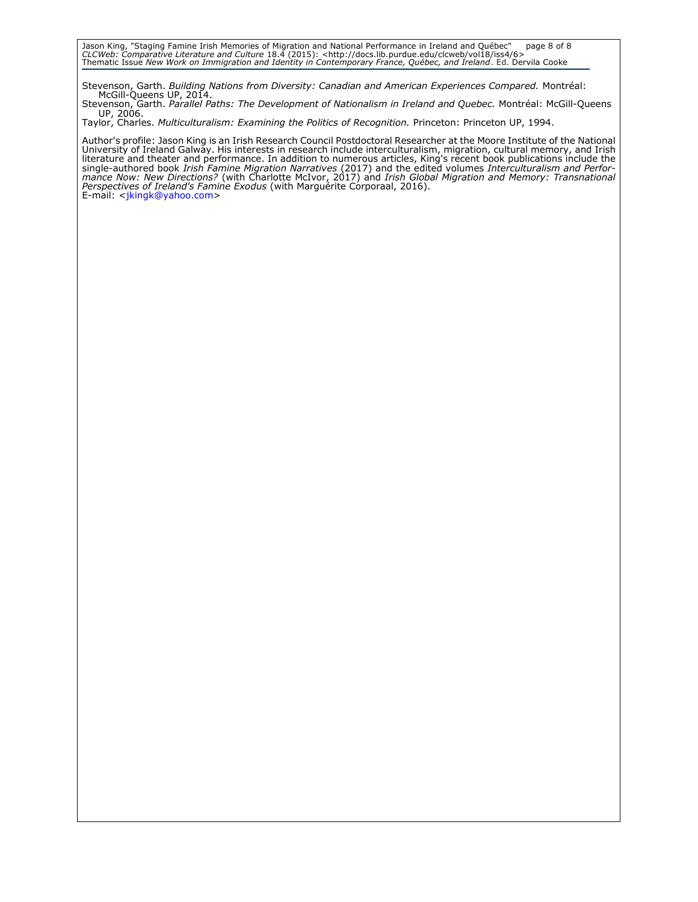Stevenson, Garth. *Building Nations from Diversity: Canadian and American Experiences Compared.* Montréal: McGill-Queens UP, 2014.

Stevenson, Garth. *Parallel Paths: The Development of Nationalism in Ireland and Quebec.* Montréal: McGill-Queens UP, 2006.

Taylor, Charles. *Multiculturalism: Examining the Politics of Recognition.* Princeton: Princeton UP, 1994.

Author's profile: Jason King is an Irish Research Council Postdoctoral Researcher at the Moore Institute of the National University of Ireland Galway. His interests in research include interculturalism, migration, cultural memory, and Irish literature and theater and performance. In addition to numerous articles, King's recent book publications include the single-authored book *Irish Famine Migration Narratives* (2017) and the edited volumes *Interculturalism and Performance Now: New Directions?* (with Charlotte McIvor, 2017) and *Irish Global Migration and Memory: Transnational Perspectives of Ireland's Famine Exodus* (with Marguérite Corporaal, 2016).
E-mail: <jkingk@yahoo.com>